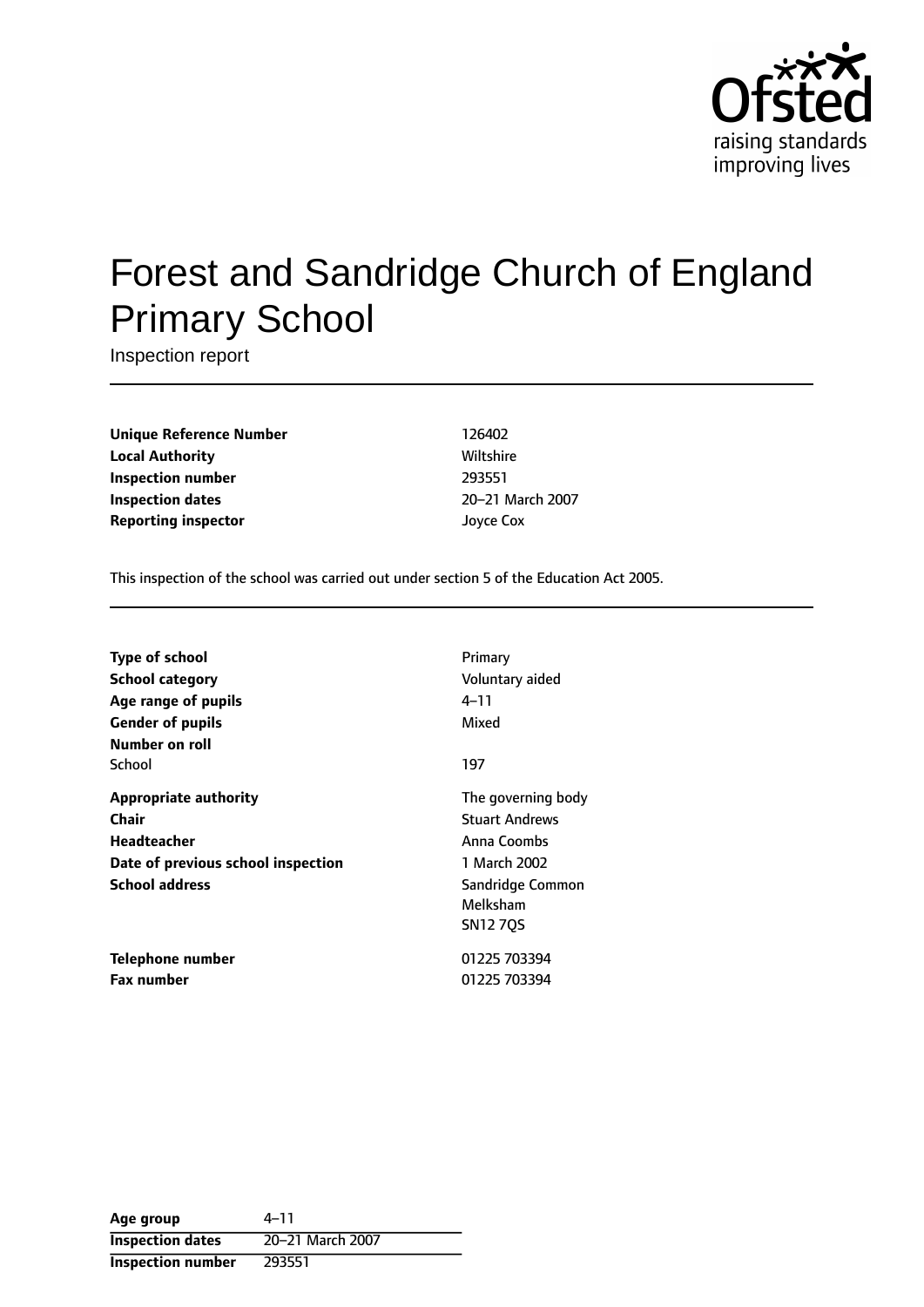# Forest and Sandridge Church of England Primary School

Inspection report

| | |
|---|---|
| **Unique Reference Number** | 126402 |
| **Local Authority** | Wiltshire |
| **Inspection number** | 293551 |
| **Inspection dates** | 20–21 March 2007 |
| **Reporting inspector** | Joyce Cox |

This inspection of the school was carried out under section 5 of the Education Act 2005.

| | |
|---|---|
| **Type of school** | Primary |
| **School category** | Voluntary aided |
| **Age range of pupils** | 4–11 |
| **Gender of pupils** | Mixed |
| **Number on roll** | |
| School | 197 |
| **Appropriate authority** | The governing body |
| **Chair** | Stuart Andrews |
| **Headteacher** | Anna Coombs |
| **Date of previous school inspection** | 1 March 2002 |
| **School address** | Sandridge Common<br>Melksham<br>SN12 7QS |
| **Telephone number** | 01225 703394 |
| **Fax number** | 01225 703394 |

| | |
|---|---|
| **Age group** | 4–11 |
| **Inspection dates** | 20–21 March 2007 |
| **Inspection number** | 293551 |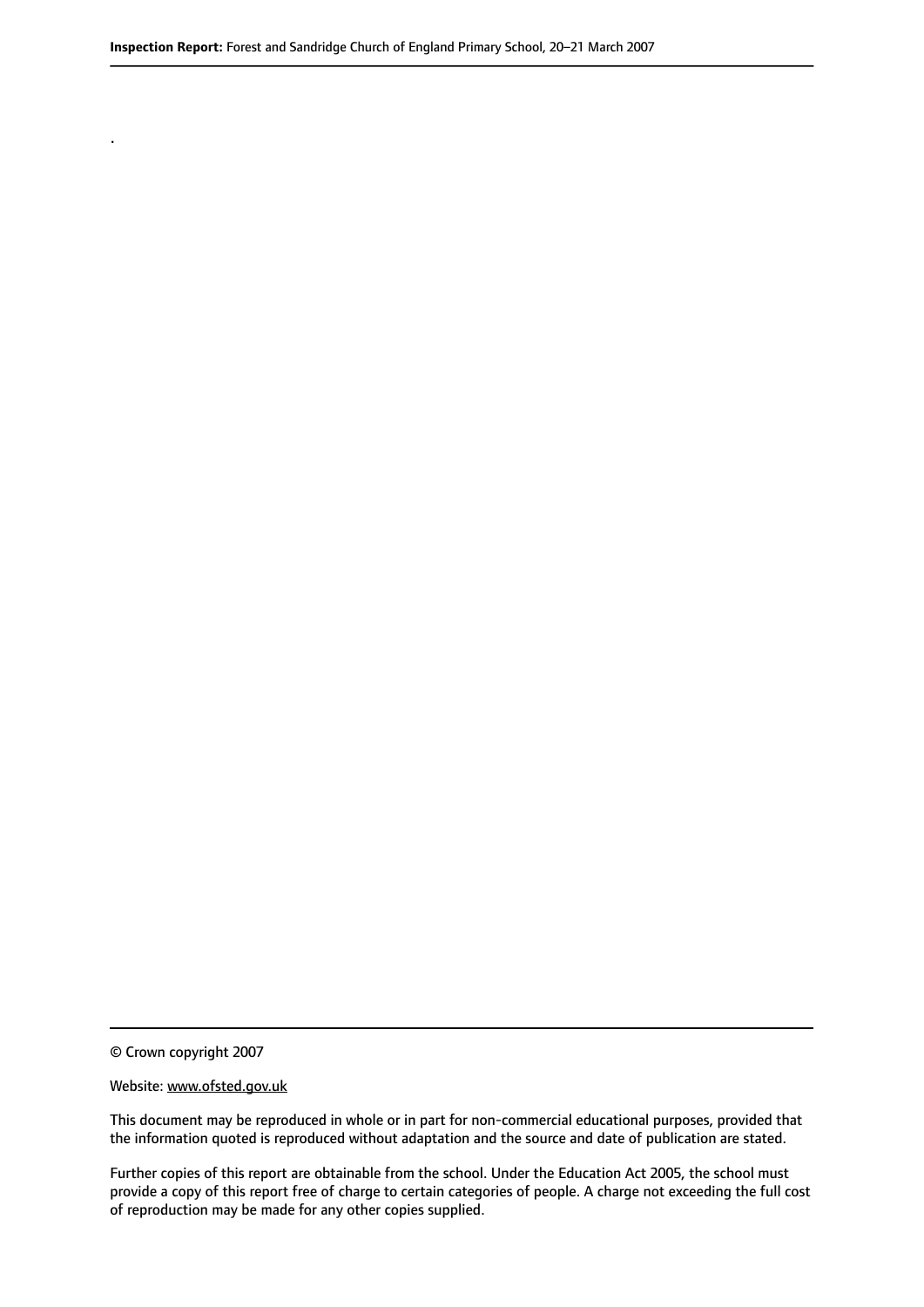.

© Crown copyright 2007

Website: www.ofsted.gov.uk

This document may be reproduced in whole or in part for non-commercial educational purposes, provided that the information quoted is reproduced without adaptation and the source and date of publication are stated.

Further copies of this report are obtainable from the school. Under the Education Act 2005, the school must provide a copy of this report free of charge to certain categories of people. A charge not exceeding the full cost of reproduction may be made for any other copies supplied.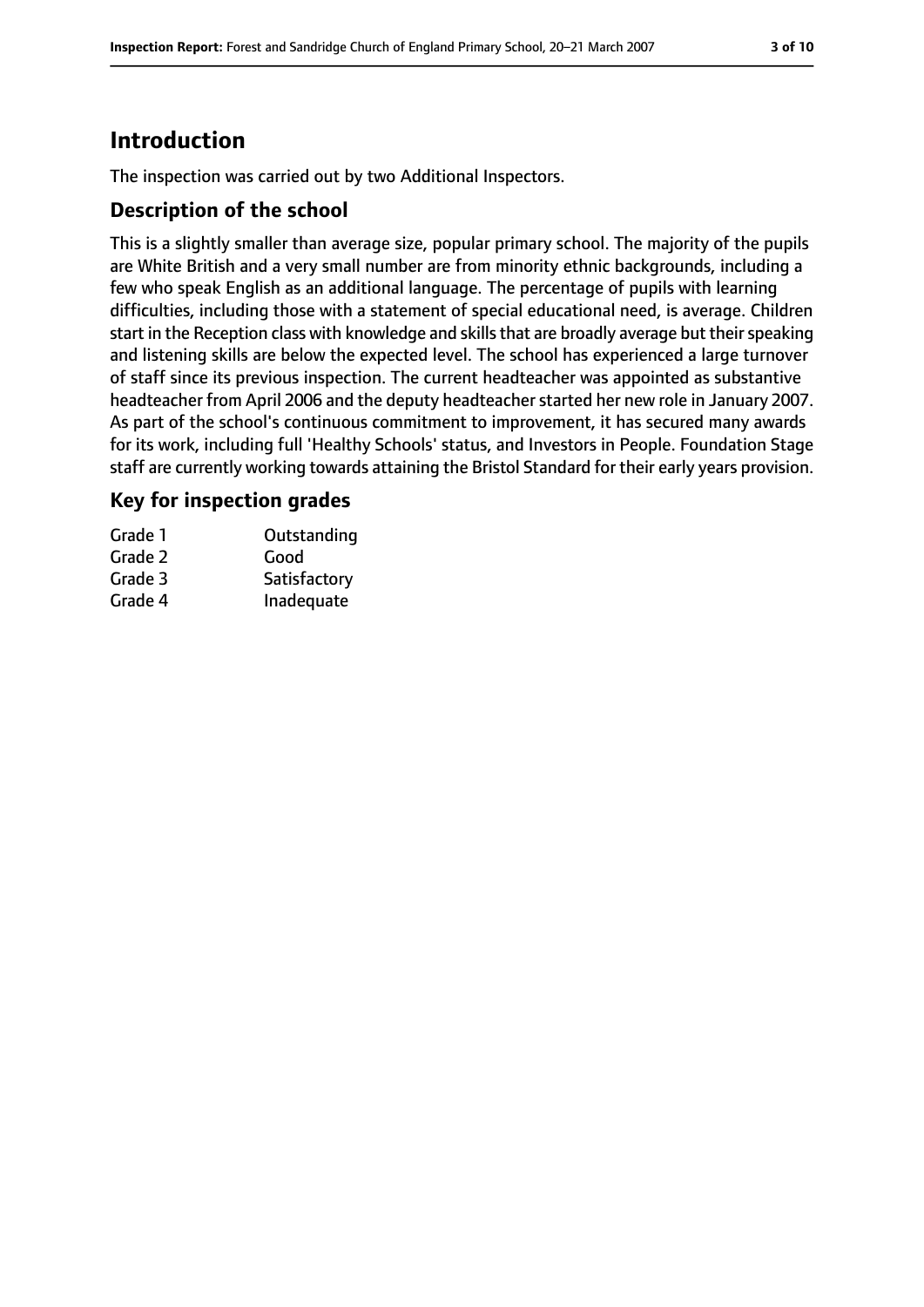# Introduction

The inspection was carried out by two Additional Inspectors.

## Description of the school

This is a slightly smaller than average size, popular primary school. The majority of the pupils are White British and a very small number are from minority ethnic backgrounds, including a few who speak English as an additional language. The percentage of pupils with learning difficulties, including those with a statement of special educational need, is average. Children start in the Reception class with knowledge and skills that are broadly average but their speaking and listening skills are below the expected level. The school has experienced a large turnover of staff since its previous inspection. The current headteacher was appointed as substantive headteacher from April 2006 and the deputy headteacher started her new role in January 2007. As part of the school's continuous commitment to improvement, it has secured many awards for its work, including full 'Healthy Schools' status, and Investors in People. Foundation Stage staff are currently working towards attaining the Bristol Standard for their early years provision.

## Key for inspection grades

| | |
|---|---|
| Grade 1 | Outstanding |
| Grade 2 | Good |
| Grade 3 | Satisfactory |
| Grade 4 | Inadequate |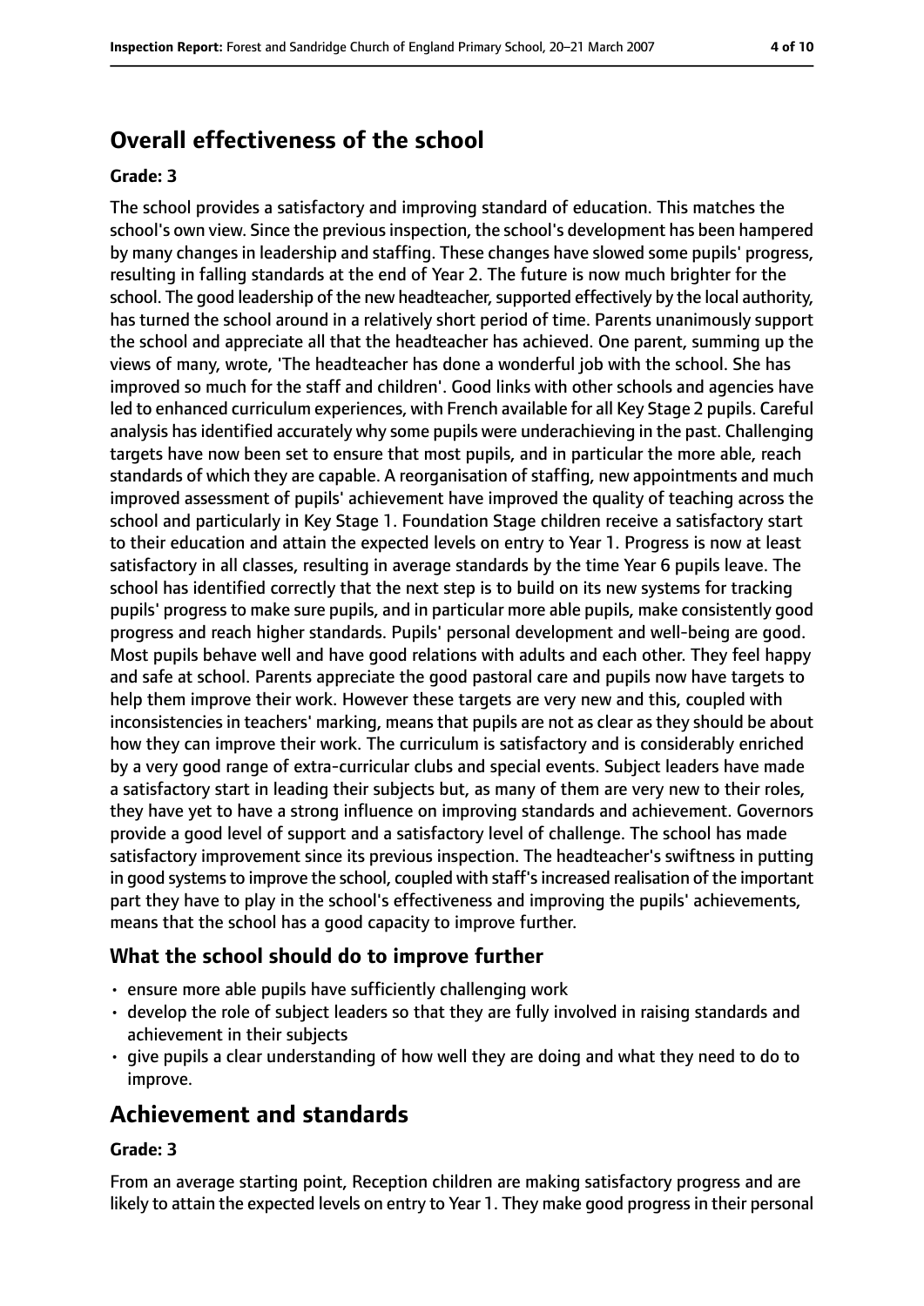## Overall effectiveness of the school

**Grade: 3**

The school provides a satisfactory and improving standard of education. This matches the school's own view. Since the previous inspection, the school's development has been hampered by many changes in leadership and staffing. These changes have slowed some pupils' progress, resulting in falling standards at the end of Year 2. The future is now much brighter for the school. The good leadership of the new headteacher, supported effectively by the local authority, has turned the school around in a relatively short period of time. Parents unanimously support the school and appreciate all that the headteacher has achieved. One parent, summing up the views of many, wrote, 'The headteacher has done a wonderful job with the school. She has improved so much for the staff and children'. Good links with other schools and agencies have led to enhanced curriculum experiences, with French available for all Key Stage 2 pupils. Careful analysis has identified accurately why some pupils were underachieving in the past. Challenging targets have now been set to ensure that most pupils, and in particular the more able, reach standards of which they are capable. A reorganisation of staffing, new appointments and much improved assessment of pupils' achievement have improved the quality of teaching across the school and particularly in Key Stage 1. Foundation Stage children receive a satisfactory start to their education and attain the expected levels on entry to Year 1. Progress is now at least satisfactory in all classes, resulting in average standards by the time Year 6 pupils leave. The school has identified correctly that the next step is to build on its new systems for tracking pupils' progress to make sure pupils, and in particular more able pupils, make consistently good progress and reach higher standards. Pupils' personal development and well-being are good. Most pupils behave well and have good relations with adults and each other. They feel happy and safe at school. Parents appreciate the good pastoral care and pupils now have targets to help them improve their work. However these targets are very new and this, coupled with inconsistencies in teachers' marking, means that pupils are not as clear as they should be about how they can improve their work. The curriculum is satisfactory and is considerably enriched by a very good range of extra-curricular clubs and special events. Subject leaders have made a satisfactory start in leading their subjects but, as many of them are very new to their roles, they have yet to have a strong influence on improving standards and achievement. Governors provide a good level of support and a satisfactory level of challenge. The school has made satisfactory improvement since its previous inspection. The headteacher's swiftness in putting in good systems to improve the school, coupled with staff's increased realisation of the important part they have to play in the school's effectiveness and improving the pupils' achievements, means that the school has a good capacity to improve further.

### What the school should do to improve further

- ensure more able pupils have sufficiently challenging work
- develop the role of subject leaders so that they are fully involved in raising standards and achievement in their subjects
- give pupils a clear understanding of how well they are doing and what they need to do to improve.

## Achievement and standards

**Grade: 3**

From an average starting point, Reception children are making satisfactory progress and are likely to attain the expected levels on entry to Year 1. They make good progress in their personal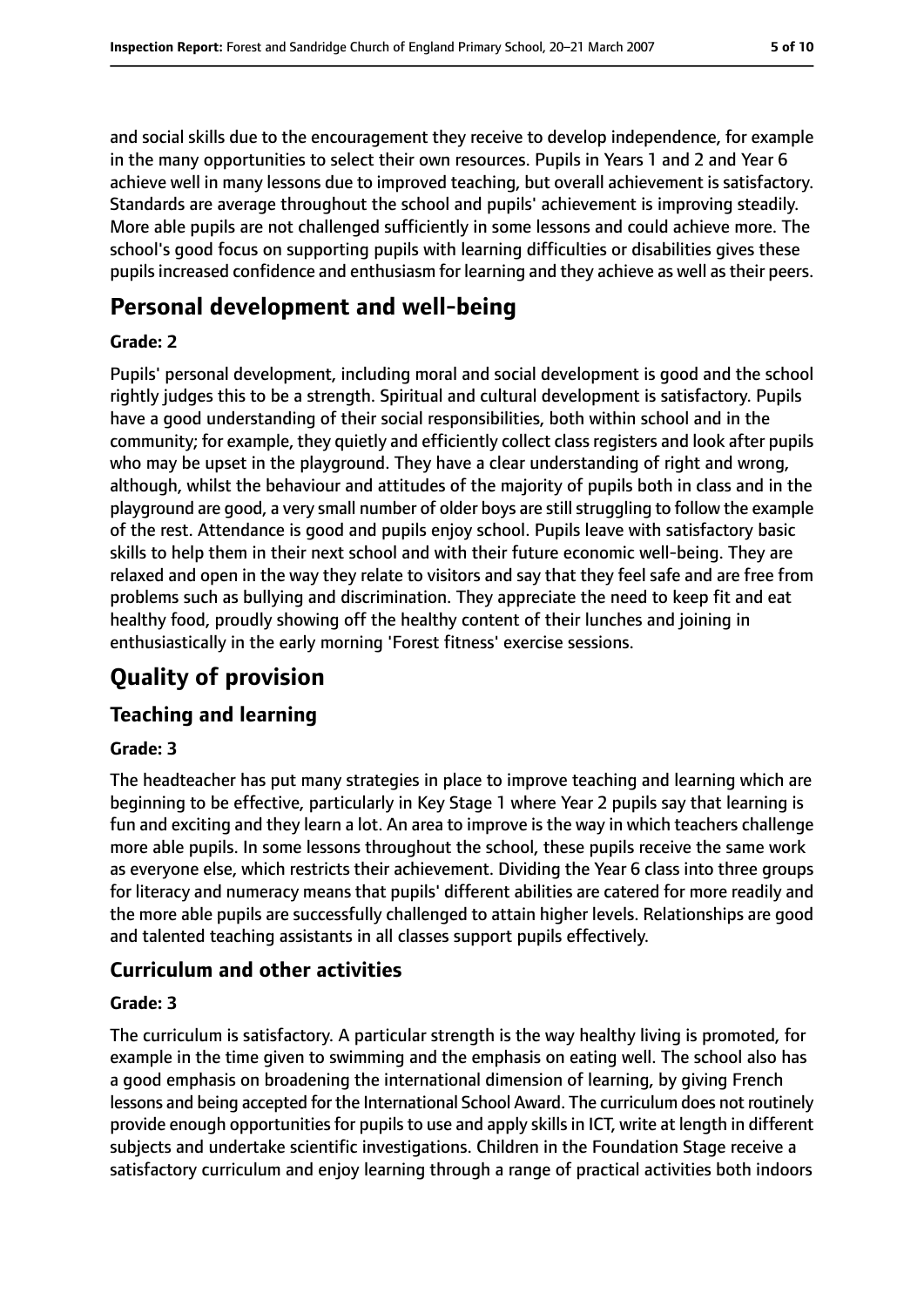and social skills due to the encouragement they receive to develop independence, for example in the many opportunities to select their own resources. Pupils in Years 1 and 2 and Year 6 achieve well in many lessons due to improved teaching, but overall achievement is satisfactory. Standards are average throughout the school and pupils' achievement is improving steadily. More able pupils are not challenged sufficiently in some lessons and could achieve more. The school's good focus on supporting pupils with learning difficulties or disabilities gives these pupils increased confidence and enthusiasm for learning and they achieve as well as their peers.

# Personal development and well-being

**Grade: 2**

Pupils' personal development, including moral and social development is good and the school rightly judges this to be a strength. Spiritual and cultural development is satisfactory. Pupils have a good understanding of their social responsibilities, both within school and in the community; for example, they quietly and efficiently collect class registers and look after pupils who may be upset in the playground. They have a clear understanding of right and wrong, although, whilst the behaviour and attitudes of the majority of pupils both in class and in the playground are good, a very small number of older boys are still struggling to follow the example of the rest. Attendance is good and pupils enjoy school. Pupils leave with satisfactory basic skills to help them in their next school and with their future economic well-being. They are relaxed and open in the way they relate to visitors and say that they feel safe and are free from problems such as bullying and discrimination. They appreciate the need to keep fit and eat healthy food, proudly showing off the healthy content of their lunches and joining in enthusiastically in the early morning 'Forest fitness' exercise sessions.

# Quality of provision

## Teaching and learning

**Grade: 3**

The headteacher has put many strategies in place to improve teaching and learning which are beginning to be effective, particularly in Key Stage 1 where Year 2 pupils say that learning is fun and exciting and they learn a lot. An area to improve is the way in which teachers challenge more able pupils. In some lessons throughout the school, these pupils receive the same work as everyone else, which restricts their achievement. Dividing the Year 6 class into three groups for literacy and numeracy means that pupils' different abilities are catered for more readily and the more able pupils are successfully challenged to attain higher levels. Relationships are good and talented teaching assistants in all classes support pupils effectively.

## Curriculum and other activities

**Grade: 3**

The curriculum is satisfactory. A particular strength is the way healthy living is promoted, for example in the time given to swimming and the emphasis on eating well. The school also has a good emphasis on broadening the international dimension of learning, by giving French lessons and being accepted for the International School Award. The curriculum does not routinely provide enough opportunities for pupils to use and apply skills in ICT, write at length in different subjects and undertake scientific investigations. Children in the Foundation Stage receive a satisfactory curriculum and enjoy learning through a range of practical activities both indoors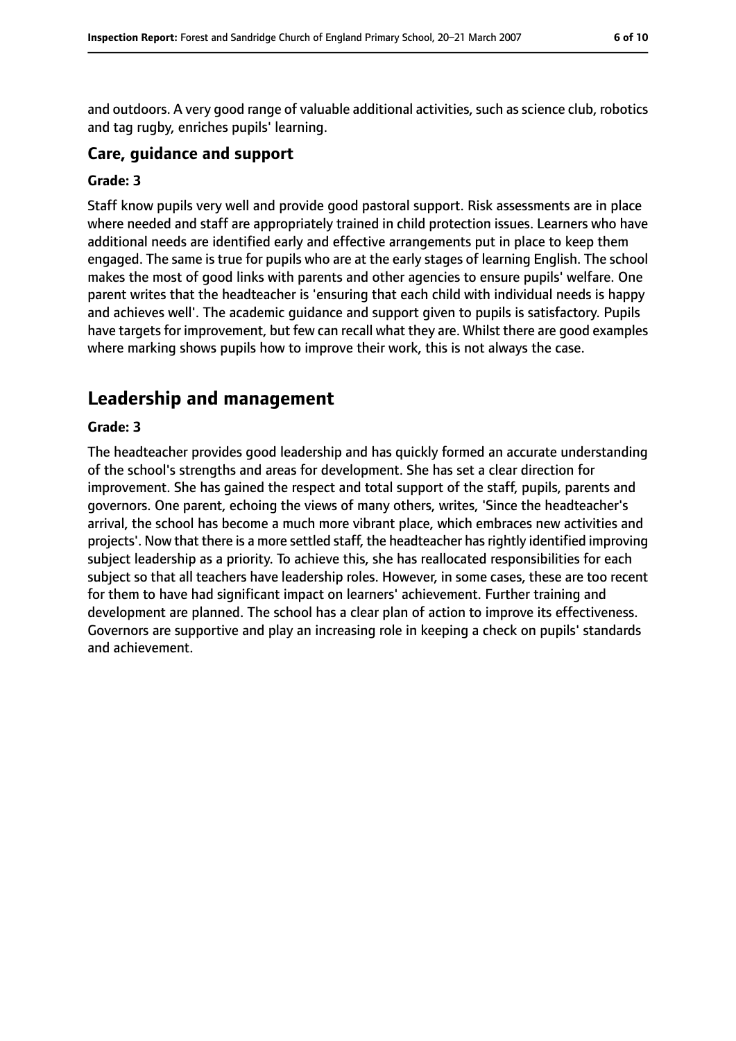and outdoors. A very good range of valuable additional activities, such as science club, robotics and tag rugby, enriches pupils' learning.

### Care, guidance and support

#### Grade: 3

Staff know pupils very well and provide good pastoral support. Risk assessments are in place where needed and staff are appropriately trained in child protection issues. Learners who have additional needs are identified early and effective arrangements put in place to keep them engaged. The same is true for pupils who are at the early stages of learning English. The school makes the most of good links with parents and other agencies to ensure pupils' welfare. One parent writes that the headteacher is 'ensuring that each child with individual needs is happy and achieves well'. The academic guidance and support given to pupils is satisfactory. Pupils have targets for improvement, but few can recall what they are. Whilst there are good examples where marking shows pupils how to improve their work, this is not always the case.

## Leadership and management

#### Grade: 3

The headteacher provides good leadership and has quickly formed an accurate understanding of the school's strengths and areas for development. She has set a clear direction for improvement. She has gained the respect and total support of the staff, pupils, parents and governors. One parent, echoing the views of many others, writes, 'Since the headteacher's arrival, the school has become a much more vibrant place, which embraces new activities and projects'. Now that there is a more settled staff, the headteacher has rightly identified improving subject leadership as a priority. To achieve this, she has reallocated responsibilities for each subject so that all teachers have leadership roles. However, in some cases, these are too recent for them to have had significant impact on learners' achievement. Further training and development are planned. The school has a clear plan of action to improve its effectiveness. Governors are supportive and play an increasing role in keeping a check on pupils' standards and achievement.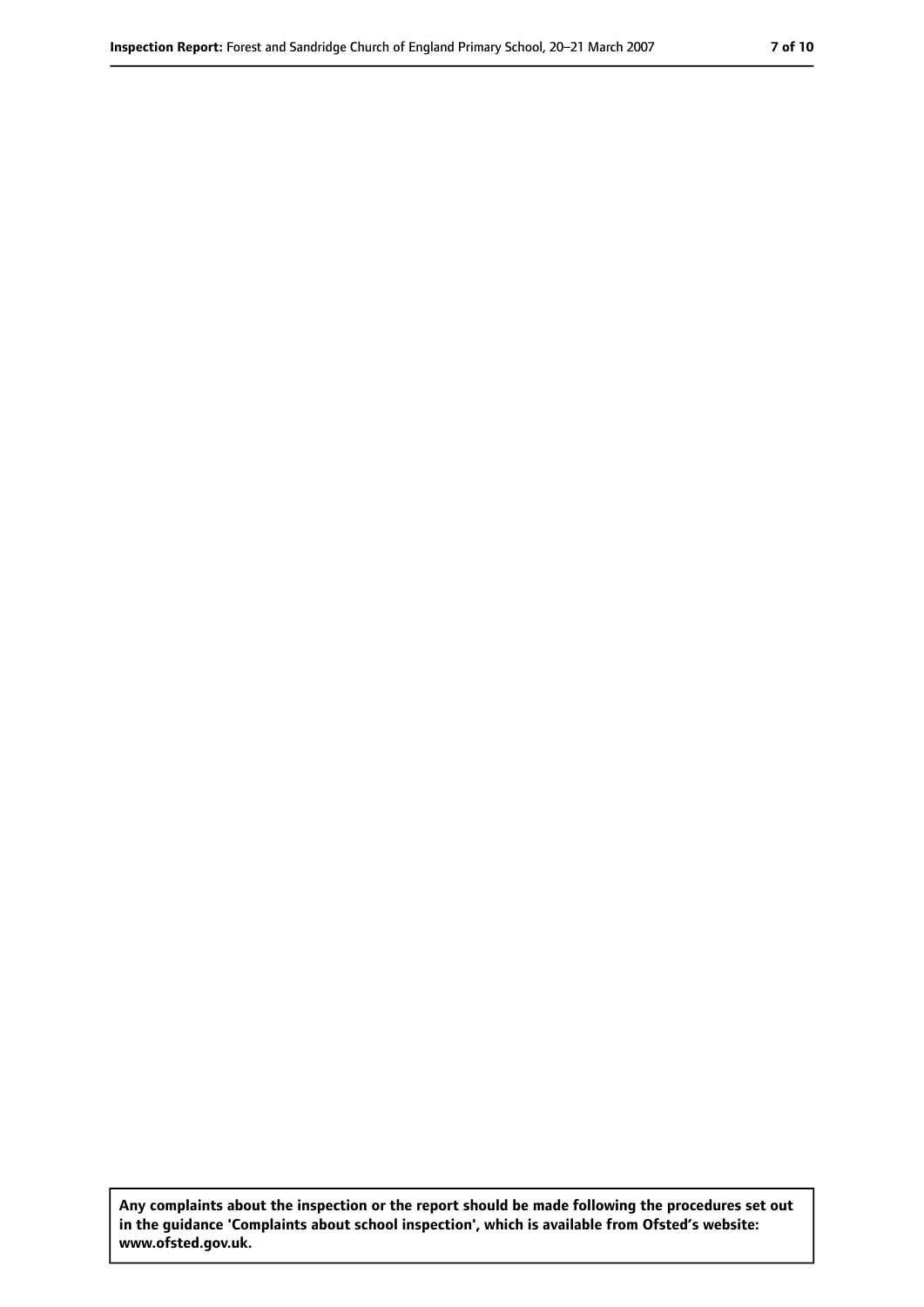**Any complaints about the inspection or the report should be made following the procedures set out in the guidance 'Complaints about school inspection', which is available from Ofsted's website: www.ofsted.gov.uk.**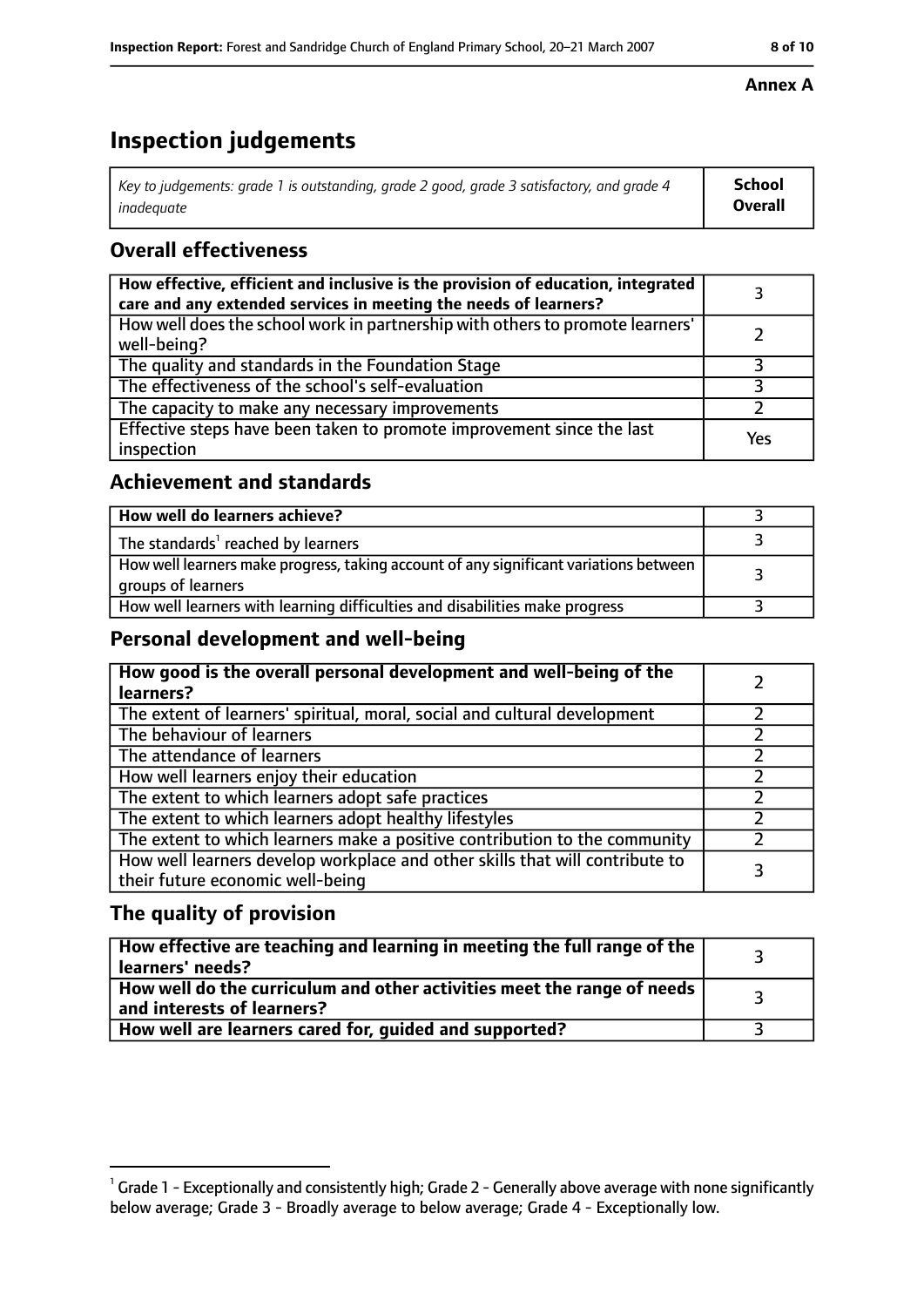**Annex A**

# Inspection judgements

| *Key to judgements: grade 1 is outstanding, grade 2 good, grade 3 satisfactory, and grade 4 inadequate* | **School Overall** |
|---|---|

## Overall effectiveness

| | |
|---|---|
| **How effective, efficient and inclusive is the provision of education, integrated care and any extended services in meeting the needs of learners?** | 3 |
| How well does the school work in partnership with others to promote learners' well-being? | 2 |
| The quality and standards in the Foundation Stage | 3 |
| The effectiveness of the school's self-evaluation | 3 |
| The capacity to make any necessary improvements | 2 |
| Effective steps have been taken to promote improvement since the last inspection | Yes |

## Achievement and standards

| | |
|---|---|
| **How well do learners achieve?** | 3 |
| The standards[1] reached by learners | 3 |
| How well learners make progress, taking account of any significant variations between groups of learners | 3 |
| How well learners with learning difficulties and disabilities make progress | 3 |

## Personal development and well-being

| | |
|---|---|
| **How good is the overall personal development and well-being of the learners?** | 2 |
| The extent of learners' spiritual, moral, social and cultural development | 2 |
| The behaviour of learners | 2 |
| The attendance of learners | 2 |
| How well learners enjoy their education | 2 |
| The extent to which learners adopt safe practices | 2 |
| The extent to which learners adopt healthy lifestyles | 2 |
| The extent to which learners make a positive contribution to the community | 2 |
| How well learners develop workplace and other skills that will contribute to their future economic well-being | 3 |

## The quality of provision

| | |
|---|---|
| **How effective are teaching and learning in meeting the full range of the learners' needs?** | 3 |
| **How well do the curriculum and other activities meet the range of needs and interests of learners?** | 3 |
| **How well are learners cared for, guided and supported?** | 3 |

[1] Grade 1 - Exceptionally and consistently high; Grade 2 - Generally above average with none significantly below average; Grade 3 - Broadly average to below average; Grade 4 - Exceptionally low.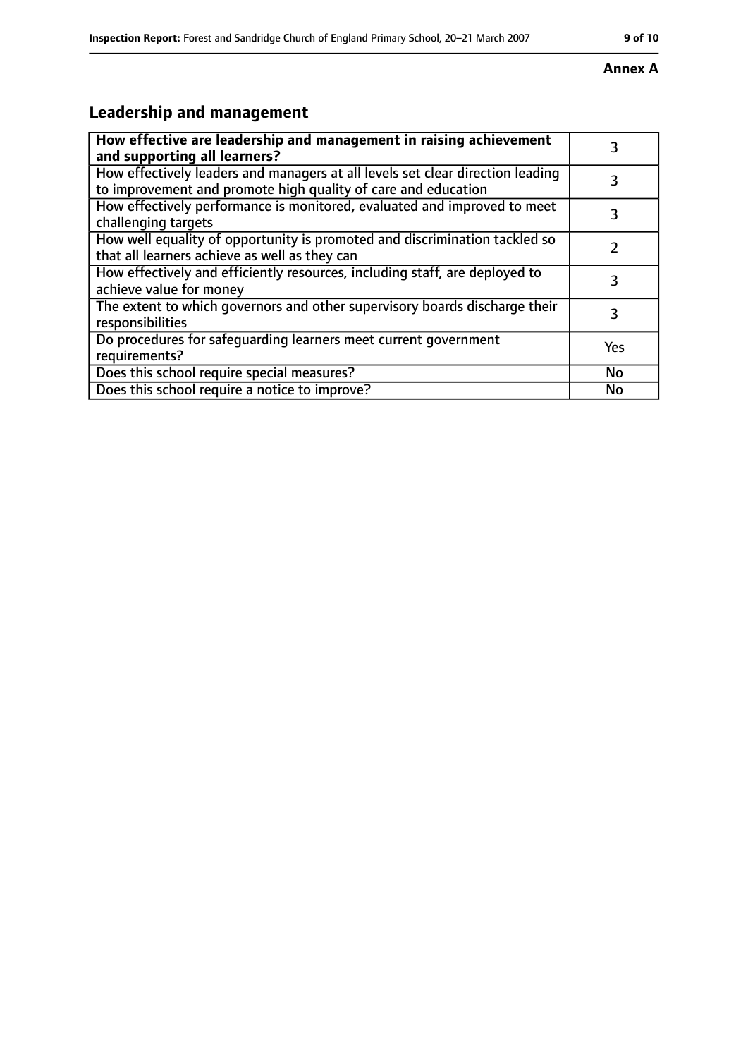Annex A

## Leadership and management

| **How effective are leadership and management in raising achievement and supporting all learners?** | 3 |
|---|---|
| How effectively leaders and managers at all levels set clear direction leading to improvement and promote high quality of care and education | 3 |
| How effectively performance is monitored, evaluated and improved to meet challenging targets | 3 |
| How well equality of opportunity is promoted and discrimination tackled so that all learners achieve as well as they can | 2 |
| How effectively and efficiently resources, including staff, are deployed to achieve value for money | 3 |
| The extent to which governors and other supervisory boards discharge their responsibilities | 3 |
| Do procedures for safeguarding learners meet current government requirements? | Yes |
| Does this school require special measures? | No |
| Does this school require a notice to improve? | No |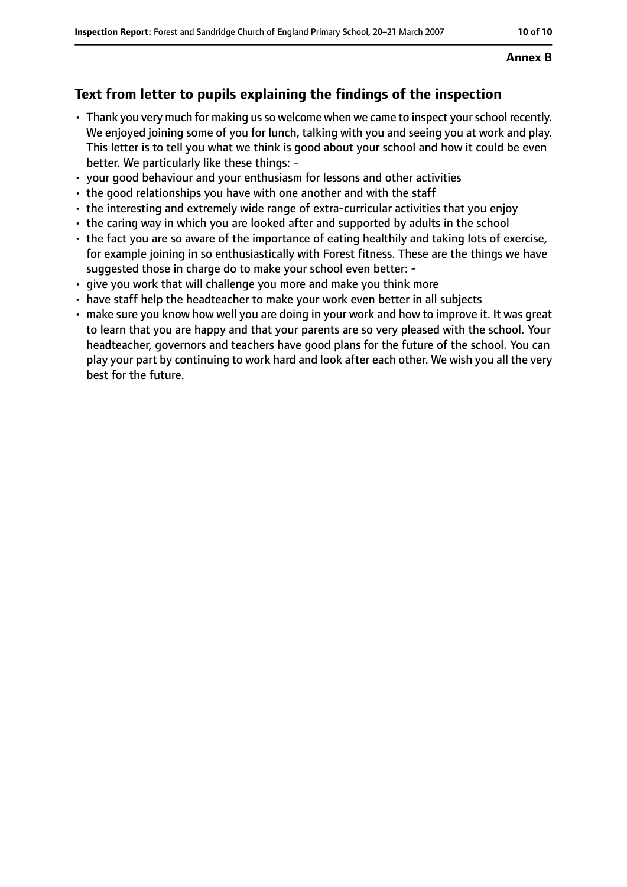**Annex B**

## Text from letter to pupils explaining the findings of the inspection

- Thank you very much for making us so welcome when we came to inspect your school recently. We enjoyed joining some of you for lunch, talking with you and seeing you at work and play. This letter is to tell you what we think is good about your school and how it could be even better. We particularly like these things: -
- your good behaviour and your enthusiasm for lessons and other activities
- the good relationships you have with one another and with the staff
- the interesting and extremely wide range of extra-curricular activities that you enjoy
- the caring way in which you are looked after and supported by adults in the school
- the fact you are so aware of the importance of eating healthily and taking lots of exercise, for example joining in so enthusiastically with Forest fitness. These are the things we have suggested those in charge do to make your school even better: -
- give you work that will challenge you more and make you think more
- have staff help the headteacher to make your work even better in all subjects
- make sure you know how well you are doing in your work and how to improve it. It was great to learn that you are happy and that your parents are so very pleased with the school. Your headteacher, governors and teachers have good plans for the future of the school. You can play your part by continuing to work hard and look after each other. We wish you all the very best for the future.